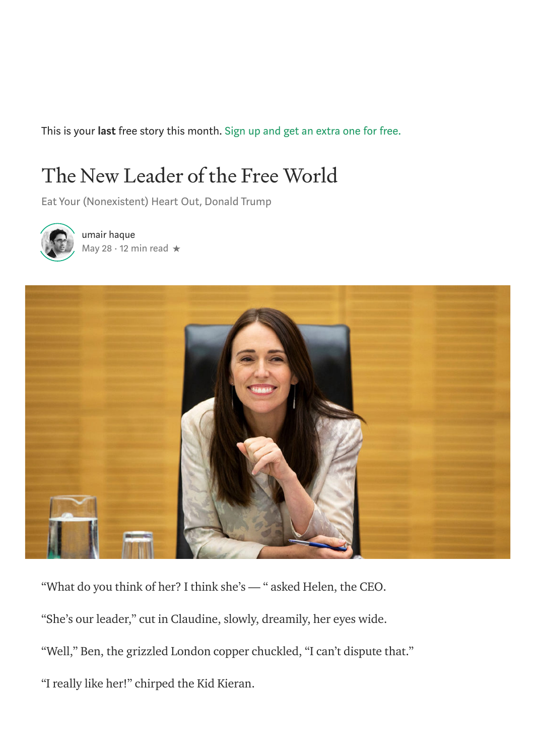This is your **last** free story this month. Sign up and get an extra one for free.

# The New Leader of the Free World

Eat Your (Nonexistent) Heart Out, Donald Trump

umair haque
May 28 · 12 min read ★

"What do you think of her? I think she's — " asked Helen, the CEO.

"She's our leader," cut in Claudine, slowly, dreamily, her eyes wide.

"Well," Ben, the grizzled London copper chuckled, "I can't dispute that."

"I really like her!" chirped the Kid Kieran.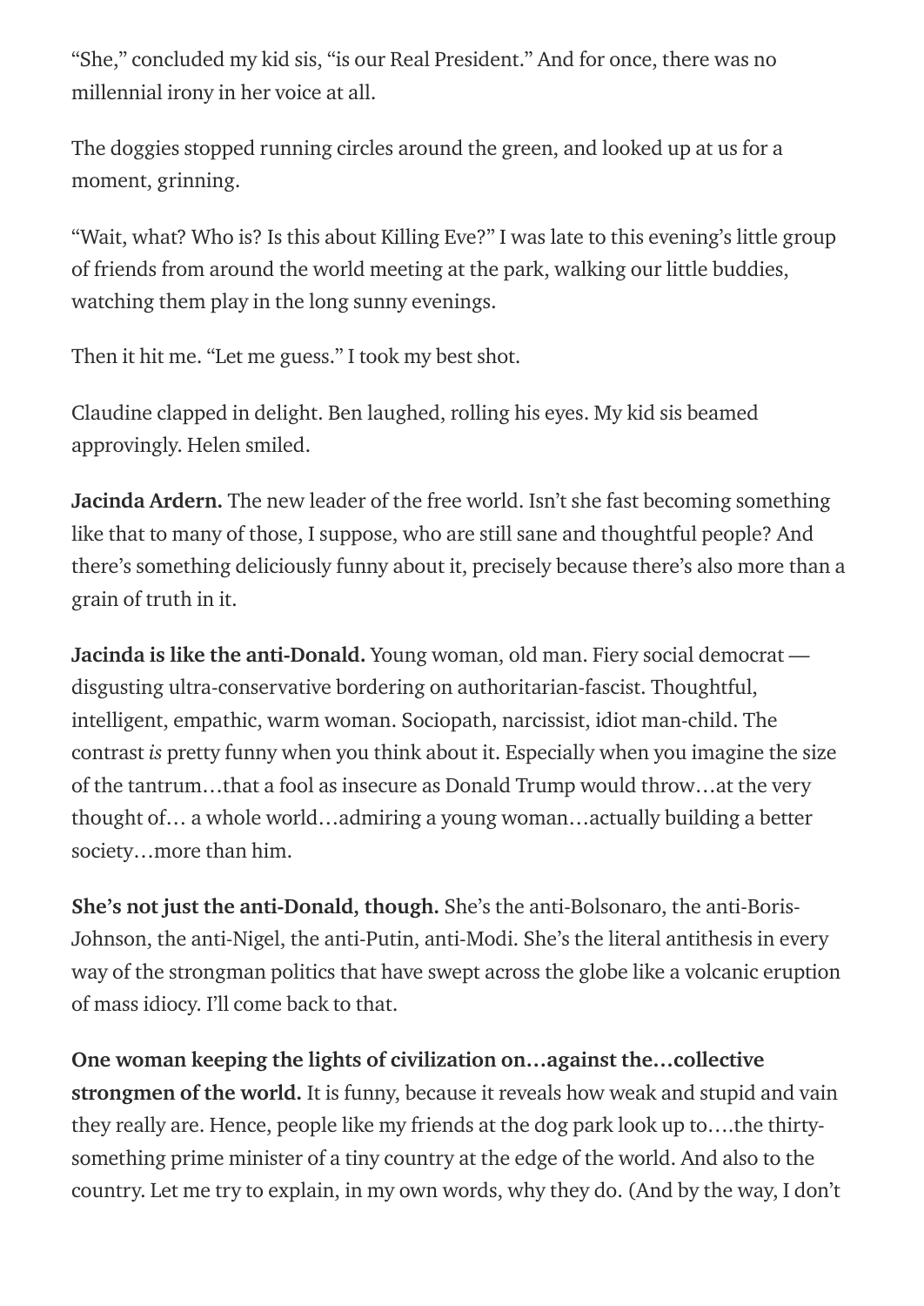"She," concluded my kid sis, "is our Real President." And for once, there was no millennial irony in her voice at all.

The doggies stopped running circles around the green, and looked up at us for a moment, grinning.

"Wait, what? Who is? Is this about Killing Eve?" I was late to this evening's little group of friends from around the world meeting at the park, walking our little buddies, watching them play in the long sunny evenings.

Then it hit me. "Let me guess." I took my best shot.

Claudine clapped in delight. Ben laughed, rolling his eyes. My kid sis beamed approvingly. Helen smiled.

**Jacinda Ardern.** The new leader of the free world. Isn't she fast becoming something like that to many of those, I suppose, who are still sane and thoughtful people? And there's something deliciously funny about it, precisely because there's also more than a grain of truth in it.

**Jacinda is like the anti-Donald.** Young woman, old man. Fiery social democrat — disgusting ultra-conservative bordering on authoritarian-fascist. Thoughtful, intelligent, empathic, warm woman. Sociopath, narcissist, idiot man-child. The contrast *is* pretty funny when you think about it. Especially when you imagine the size of the tantrum…that a fool as insecure as Donald Trump would throw…at the very thought of… a whole world…admiring a young woman…actually building a better society…more than him.

**She's not just the anti-Donald, though.** She's the anti-Bolsonaro, the anti-Boris-Johnson, the anti-Nigel, the anti-Putin, anti-Modi. She's the literal antithesis in every way of the strongman politics that have swept across the globe like a volcanic eruption of mass idiocy. I'll come back to that.

**One woman keeping the lights of civilization on…against the…collective strongmen of the world.** It is funny, because it reveals how weak and stupid and vain they really are. Hence, people like my friends at the dog park look up to….the thirty-something prime minister of a tiny country at the edge of the world. And also to the country. Let me try to explain, in my own words, why they do. (And by the way, I don't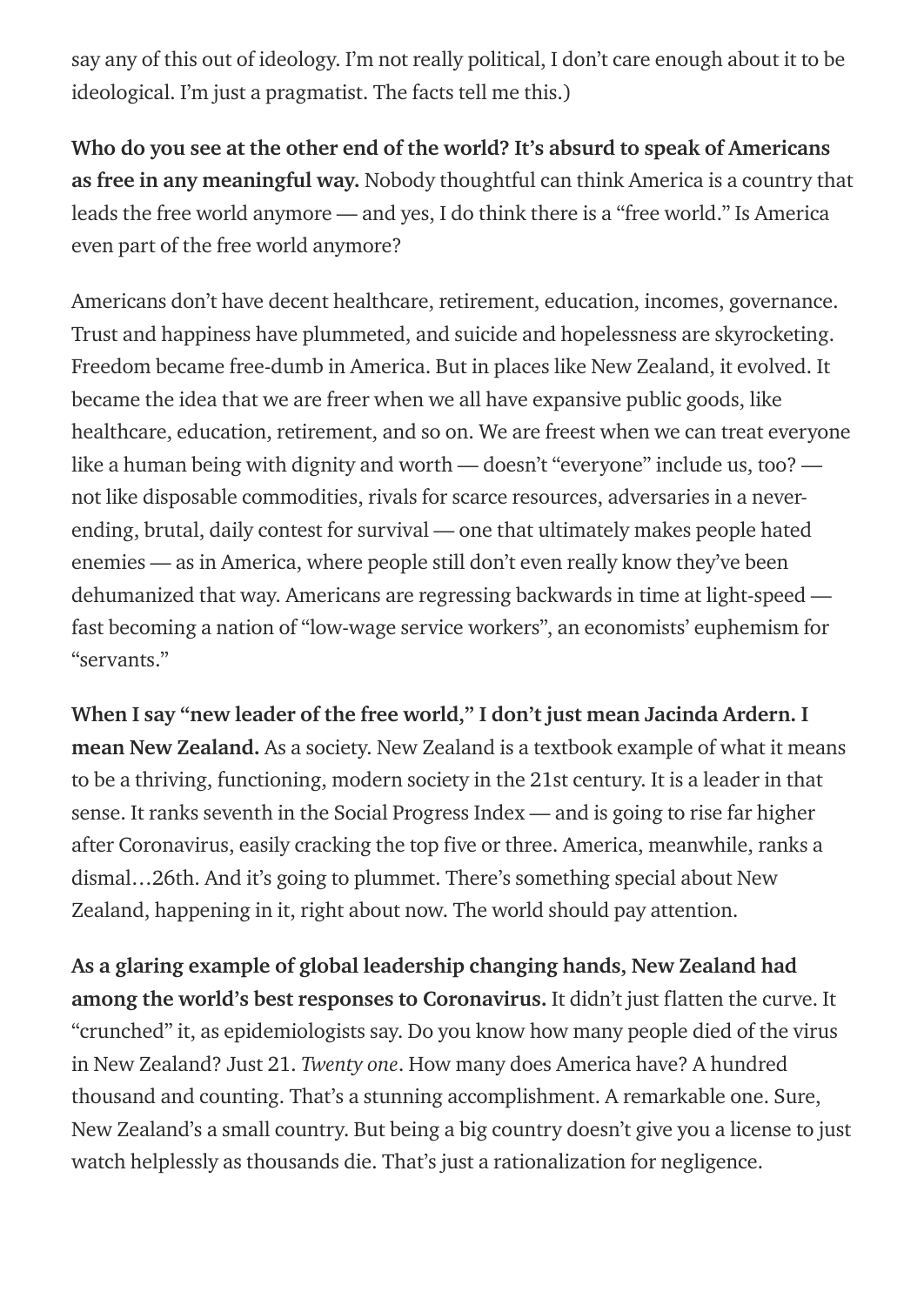say any of this out of ideology. I'm not really political, I don't care enough about it to be ideological. I'm just a pragmatist. The facts tell me this.)

**Who do you see at the other end of the world? It's absurd to speak of Americans as free in any meaningful way.** Nobody thoughtful can think America is a country that leads the free world anymore — and yes, I do think there is a "free world." Is America even part of the free world anymore?

Americans don't have decent healthcare, retirement, education, incomes, governance. Trust and happiness have plummeted, and suicide and hopelessness are skyrocketing. Freedom became free-dumb in America. But in places like New Zealand, it evolved. It became the idea that we are freer when we all have expansive public goods, like healthcare, education, retirement, and so on. We are freest when we can treat everyone like a human being with dignity and worth — doesn't "everyone" include us, too? — not like disposable commodities, rivals for scarce resources, adversaries in a never-ending, brutal, daily contest for survival — one that ultimately makes people hated enemies — as in America, where people still don't even really know they've been dehumanized that way. Americans are regressing backwards in time at light-speed — fast becoming a nation of "low-wage service workers", an economists' euphemism for "servants."

**When I say "new leader of the free world," I don't just mean Jacinda Ardern. I mean New Zealand.** As a society. New Zealand is a textbook example of what it means to be a thriving, functioning, modern society in the 21st century. It is a leader in that sense. It ranks seventh in the Social Progress Index — and is going to rise far higher after Coronavirus, easily cracking the top five or three. America, meanwhile, ranks a dismal…26th. And it's going to plummet. There's something special about New Zealand, happening in it, right about now. The world should pay attention.

**As a glaring example of global leadership changing hands, New Zealand had among the world's best responses to Coronavirus.** It didn't just flatten the curve. It "crunched" it, as epidemiologists say. Do you know how many people died of the virus in New Zealand? Just 21. *Twenty one*. How many does America have? A hundred thousand and counting. That's a stunning accomplishment. A remarkable one. Sure, New Zealand's a small country. But being a big country doesn't give you a license to just watch helplessly as thousands die. That's just a rationalization for negligence.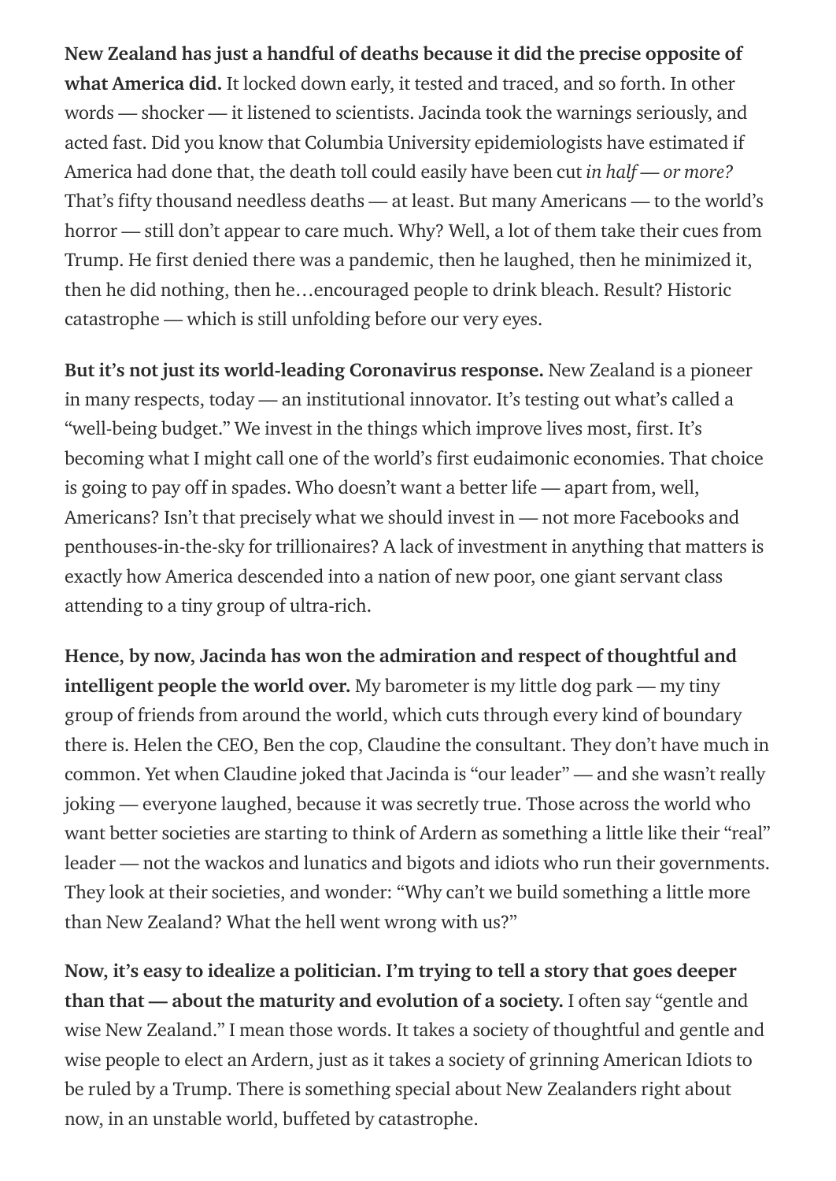**New Zealand has just a handful of deaths because it did the precise opposite of what America did.** It locked down early, it tested and traced, and so forth. In other words — shocker — it listened to scientists. Jacinda took the warnings seriously, and acted fast. Did you know that Columbia University epidemiologists have estimated if America had done that, the death toll could easily have been cut *in half — or more?* That's fifty thousand needless deaths — at least. But many Americans — to the world's horror — still don't appear to care much. Why? Well, a lot of them take their cues from Trump. He first denied there was a pandemic, then he laughed, then he minimized it, then he did nothing, then he…encouraged people to drink bleach. Result? Historic catastrophe — which is still unfolding before our very eyes.

**But it's not just its world-leading Coronavirus response.** New Zealand is a pioneer in many respects, today — an institutional innovator. It's testing out what's called a "well-being budget." We invest in the things which improve lives most, first. It's becoming what I might call one of the world's first eudaimonic economies. That choice is going to pay off in spades. Who doesn't want a better life — apart from, well, Americans? Isn't that precisely what we should invest in — not more Facebooks and penthouses-in-the-sky for trillionaires? A lack of investment in anything that matters is exactly how America descended into a nation of new poor, one giant servant class attending to a tiny group of ultra-rich.

**Hence, by now, Jacinda has won the admiration and respect of thoughtful and intelligent people the world over.** My barometer is my little dog park — my tiny group of friends from around the world, which cuts through every kind of boundary there is. Helen the CEO, Ben the cop, Claudine the consultant. They don't have much in common. Yet when Claudine joked that Jacinda is "our leader" — and she wasn't really joking — everyone laughed, because it was secretly true. Those across the world who want better societies are starting to think of Ardern as something a little like their "real" leader — not the wackos and lunatics and bigots and idiots who run their governments. They look at their societies, and wonder: "Why can't we build something a little more than New Zealand? What the hell went wrong with us?"

**Now, it's easy to idealize a politician. I'm trying to tell a story that goes deeper than that — about the maturity and evolution of a society.** I often say "gentle and wise New Zealand." I mean those words. It takes a society of thoughtful and gentle and wise people to elect an Ardern, just as it takes a society of grinning American Idiots to be ruled by a Trump. There is something special about New Zealanders right about now, in an unstable world, buffeted by catastrophe.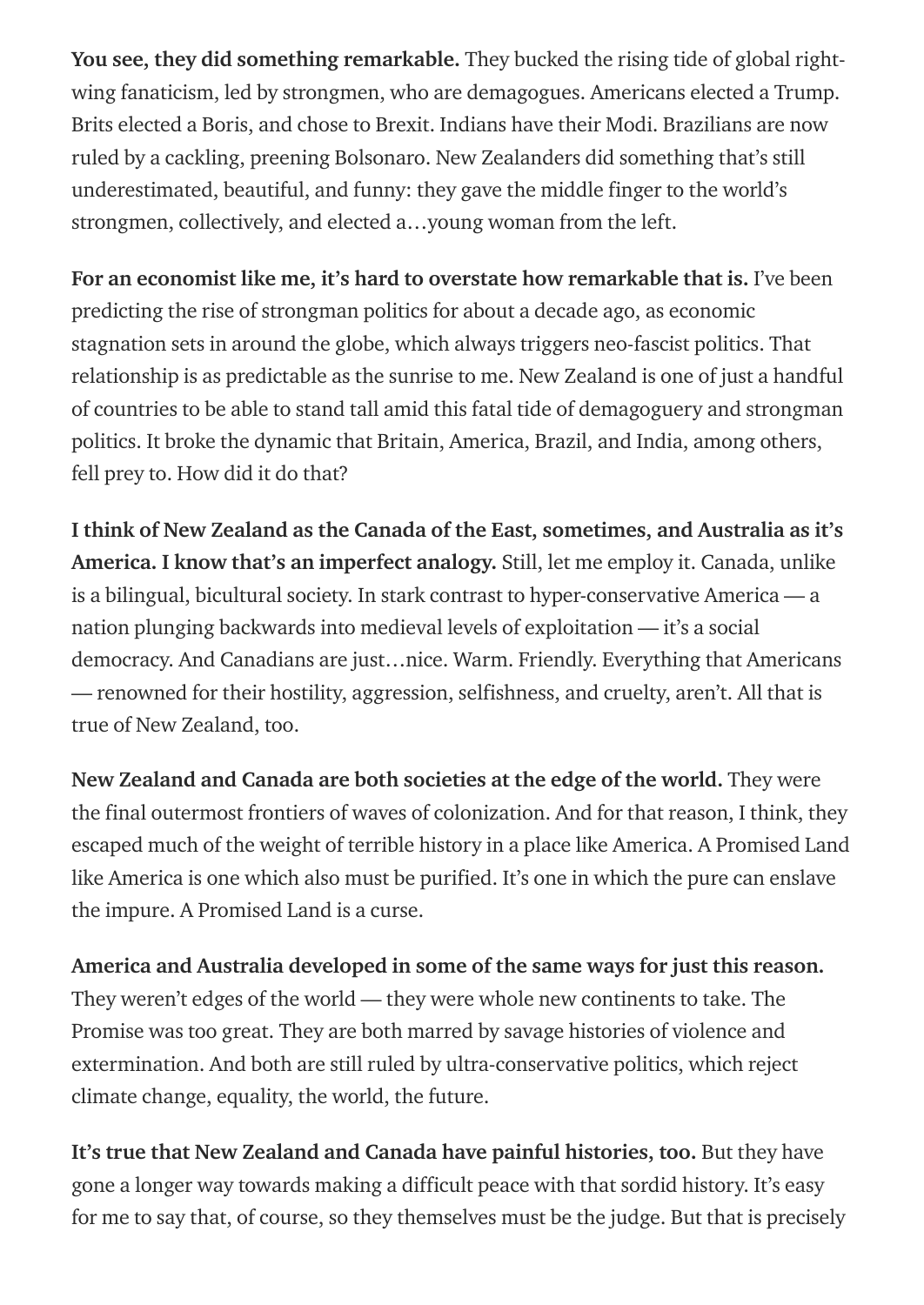**You see, they did something remarkable.** They bucked the rising tide of global right-wing fanaticism, led by strongmen, who are demagogues. Americans elected a Trump. Brits elected a Boris, and chose to Brexit. Indians have their Modi. Brazilians are now ruled by a cackling, preening Bolsonaro. New Zealanders did something that's still underestimated, beautiful, and funny: they gave the middle finger to the world's strongmen, collectively, and elected a…young woman from the left.

**For an economist like me, it's hard to overstate how remarkable that is.** I've been predicting the rise of strongman politics for about a decade ago, as economic stagnation sets in around the globe, which always triggers neo-fascist politics. That relationship is as predictable as the sunrise to me. New Zealand is one of just a handful of countries to be able to stand tall amid this fatal tide of demagoguery and strongman politics. It broke the dynamic that Britain, America, Brazil, and India, among others, fell prey to. How did it do that?

**I think of New Zealand as the Canada of the East, sometimes, and Australia as it's America. I know that's an imperfect analogy.** Still, let me employ it. Canada, unlike is a bilingual, bicultural society. In stark contrast to hyper-conservative America — a nation plunging backwards into medieval levels of exploitation — it's a social democracy. And Canadians are just…nice. Warm. Friendly. Everything that Americans — renowned for their hostility, aggression, selfishness, and cruelty, aren't. All that is true of New Zealand, too.

**New Zealand and Canada are both societies at the edge of the world.** They were the final outermost frontiers of waves of colonization. And for that reason, I think, they escaped much of the weight of terrible history in a place like America. A Promised Land like America is one which also must be purified. It's one in which the pure can enslave the impure. A Promised Land is a curse.

**America and Australia developed in some of the same ways for just this reason.** They weren't edges of the world — they were whole new continents to take. The Promise was too great. They are both marred by savage histories of violence and extermination. And both are still ruled by ultra-conservative politics, which reject climate change, equality, the world, the future.

**It's true that New Zealand and Canada have painful histories, too.** But they have gone a longer way towards making a difficult peace with that sordid history. It's easy for me to say that, of course, so they themselves must be the judge. But that is precisely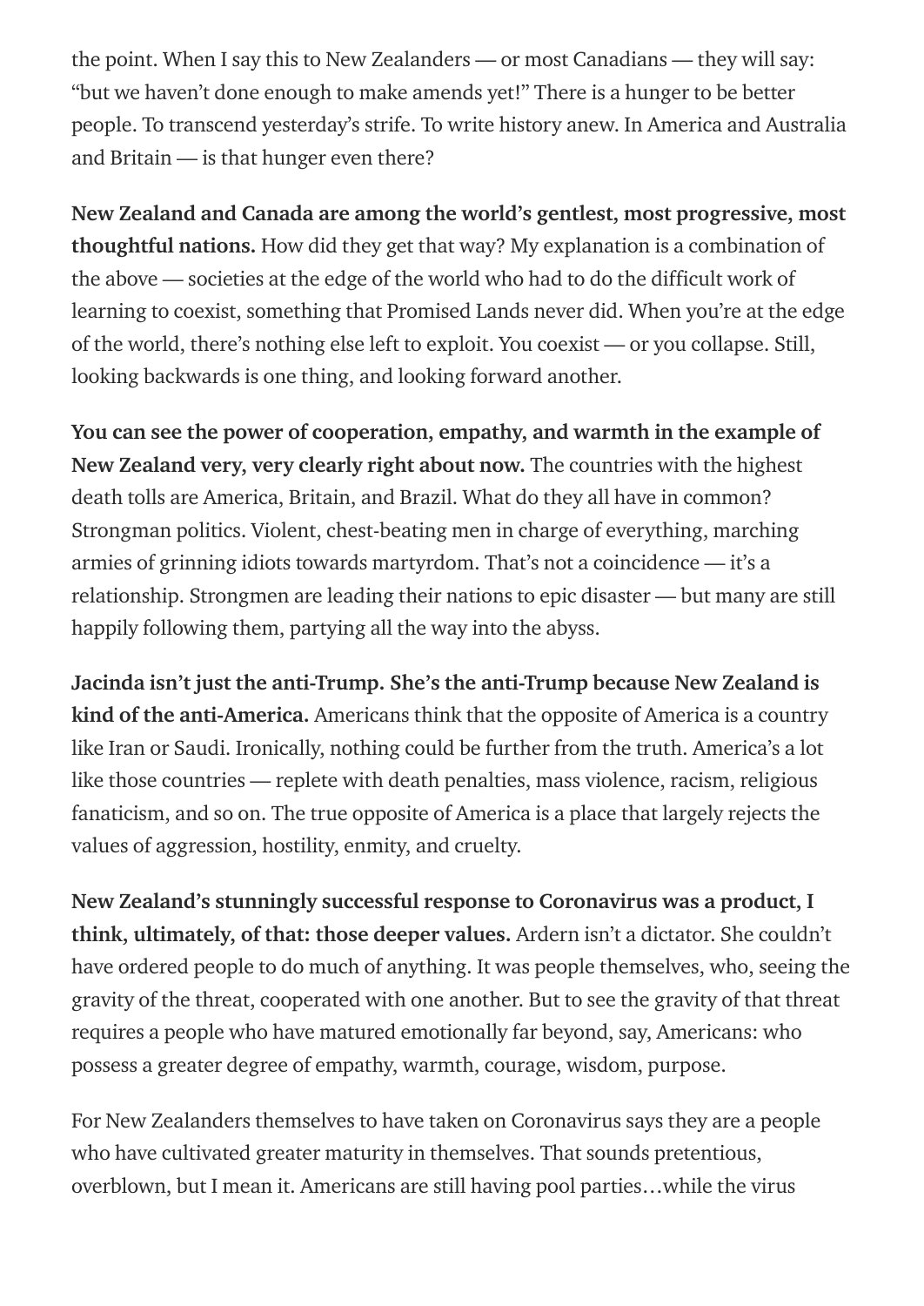the point. When I say this to New Zealanders — or most Canadians — they will say: "but we haven't done enough to make amends yet!" There is a hunger to be better people. To transcend yesterday's strife. To write history anew. In America and Australia and Britain — is that hunger even there?

**New Zealand and Canada are among the world's gentlest, most progressive, most thoughtful nations.** How did they get that way? My explanation is a combination of the above — societies at the edge of the world who had to do the difficult work of learning to coexist, something that Promised Lands never did. When you're at the edge of the world, there's nothing else left to exploit. You coexist — or you collapse. Still, looking backwards is one thing, and looking forward another.

**You can see the power of cooperation, empathy, and warmth in the example of New Zealand very, very clearly right about now.** The countries with the highest death tolls are America, Britain, and Brazil. What do they all have in common? Strongman politics. Violent, chest-beating men in charge of everything, marching armies of grinning idiots towards martyrdom. That's not a coincidence — it's a relationship. Strongmen are leading their nations to epic disaster — but many are still happily following them, partying all the way into the abyss.

**Jacinda isn't just the anti-Trump. She's the anti-Trump because New Zealand is kind of the anti-America.** Americans think that the opposite of America is a country like Iran or Saudi. Ironically, nothing could be further from the truth. America's a lot like those countries — replete with death penalties, mass violence, racism, religious fanaticism, and so on. The true opposite of America is a place that largely rejects the values of aggression, hostility, enmity, and cruelty.

**New Zealand's stunningly successful response to Coronavirus was a product, I think, ultimately, of that: those deeper values.** Ardern isn't a dictator. She couldn't have ordered people to do much of anything. It was people themselves, who, seeing the gravity of the threat, cooperated with one another. But to see the gravity of that threat requires a people who have matured emotionally far beyond, say, Americans: who possess a greater degree of empathy, warmth, courage, wisdom, purpose.

For New Zealanders themselves to have taken on Coronavirus says they are a people who have cultivated greater maturity in themselves. That sounds pretentious, overblown, but I mean it. Americans are still having pool parties…while the virus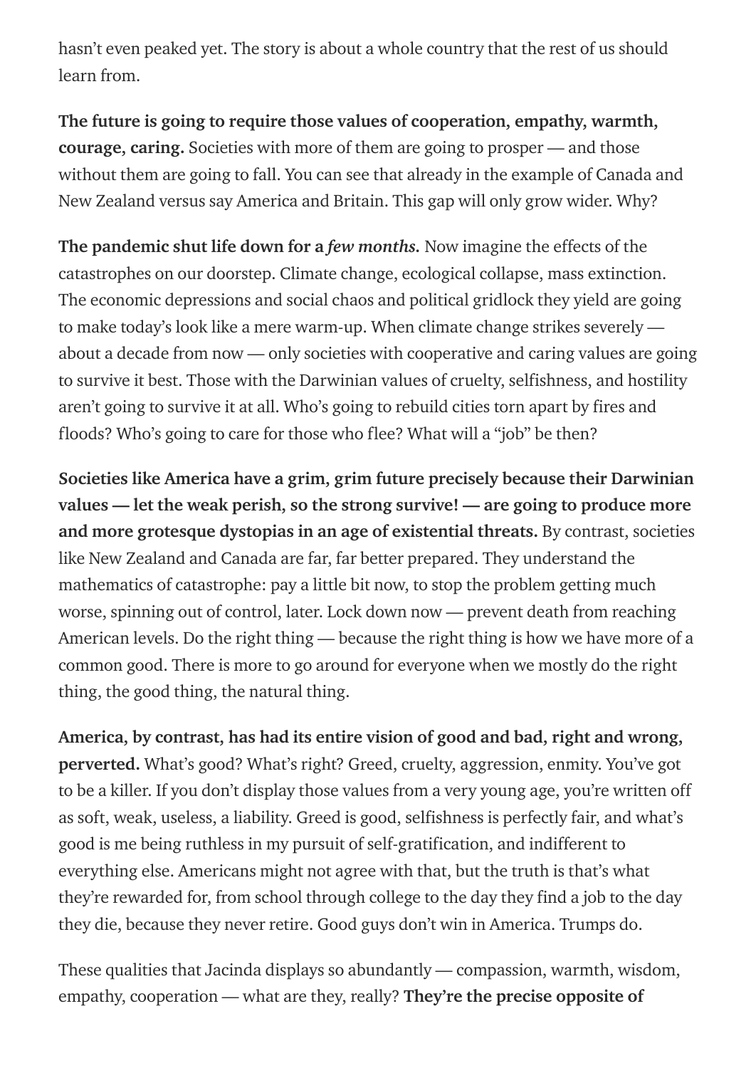hasn't even peaked yet. The story is about a whole country that the rest of us should learn from.

**The future is going to require those values of cooperation, empathy, warmth, courage, caring.** Societies with more of them are going to prosper — and those without them are going to fall. You can see that already in the example of Canada and New Zealand versus say America and Britain. This gap will only grow wider. Why?

**The pandemic shut life down for a *few months*.** Now imagine the effects of the catastrophes on our doorstep. Climate change, ecological collapse, mass extinction. The economic depressions and social chaos and political gridlock they yield are going to make today's look like a mere warm-up. When climate change strikes severely — about a decade from now — only societies with cooperative and caring values are going to survive it best. Those with the Darwinian values of cruelty, selfishness, and hostility aren't going to survive it at all. Who's going to rebuild cities torn apart by fires and floods? Who's going to care for those who flee? What will a "job" be then?

**Societies like America have a grim, grim future precisely because their Darwinian values — let the weak perish, so the strong survive! — are going to produce more and more grotesque dystopias in an age of existential threats.** By contrast, societies like New Zealand and Canada are far, far better prepared. They understand the mathematics of catastrophe: pay a little bit now, to stop the problem getting much worse, spinning out of control, later. Lock down now — prevent death from reaching American levels. Do the right thing — because the right thing is how we have more of a common good. There is more to go around for everyone when we mostly do the right thing, the good thing, the natural thing.

**America, by contrast, has had its entire vision of good and bad, right and wrong, perverted.** What's good? What's right? Greed, cruelty, aggression, enmity. You've got to be a killer. If you don't display those values from a very young age, you're written off as soft, weak, useless, a liability. Greed is good, selfishness is perfectly fair, and what's good is me being ruthless in my pursuit of self-gratification, and indifferent to everything else. Americans might not agree with that, but the truth is that's what they're rewarded for, from school through college to the day they find a job to the day they die, because they never retire. Good guys don't win in America. Trumps do.

These qualities that Jacinda displays so abundantly — compassion, warmth, wisdom, empathy, cooperation — what are they, really? **They're the precise opposite of**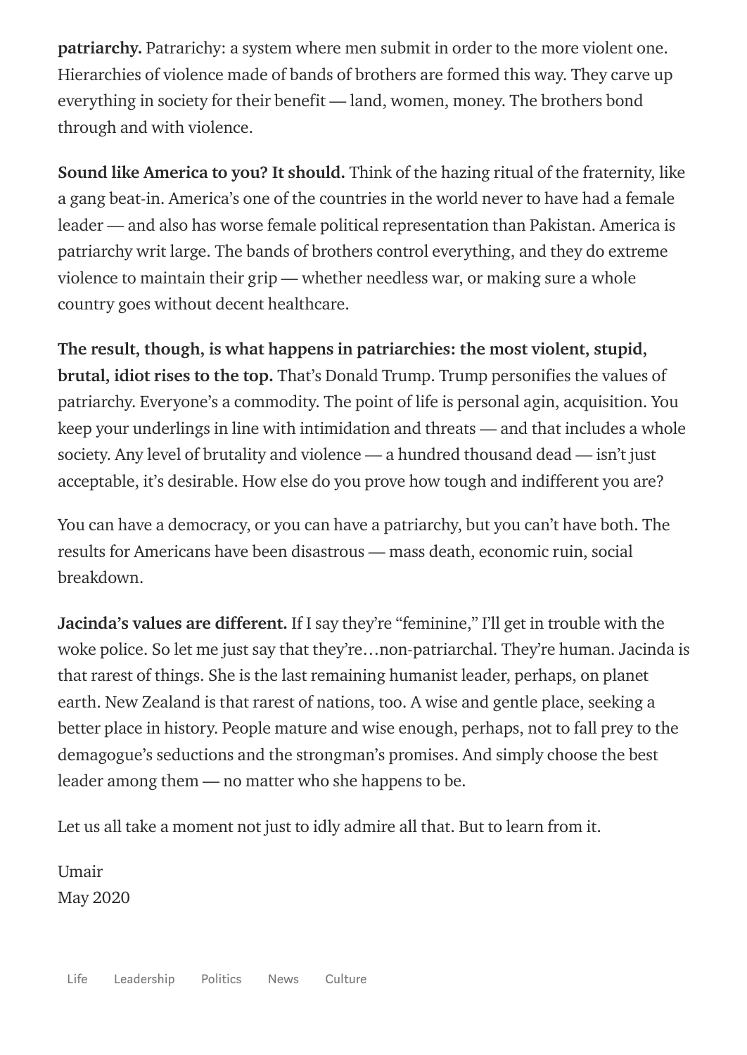**patriarchy.** Patrarichy: a system where men submit in order to the more violent one. Hierarchies of violence made of bands of brothers are formed this way. They carve up everything in society for their benefit — land, women, money. The brothers bond through and with violence.

**Sound like America to you? It should.** Think of the hazing ritual of the fraternity, like a gang beat-in. America's one of the countries in the world never to have had a female leader — and also has worse female political representation than Pakistan. America is patriarchy writ large. The bands of brothers control everything, and they do extreme violence to maintain their grip — whether needless war, or making sure a whole country goes without decent healthcare.

**The result, though, is what happens in patriarchies: the most violent, stupid, brutal, idiot rises to the top.** That's Donald Trump. Trump personifies the values of patriarchy. Everyone's a commodity. The point of life is personal agin, acquisition. You keep your underlings in line with intimidation and threats — and that includes a whole society. Any level of brutality and violence — a hundred thousand dead — isn't just acceptable, it's desirable. How else do you prove how tough and indifferent you are?

You can have a democracy, or you can have a patriarchy, but you can't have both. The results for Americans have been disastrous — mass death, economic ruin, social breakdown.

**Jacinda's values are different.** If I say they're "feminine," I'll get in trouble with the woke police. So let me just say that they're…non-patriarchal. They're human. Jacinda is that rarest of things. She is the last remaining humanist leader, perhaps, on planet earth. New Zealand is that rarest of nations, too. A wise and gentle place, seeking a better place in history. People mature and wise enough, perhaps, not to fall prey to the demagogue's seductions and the strongman's promises. And simply choose the best leader among them — no matter who she happens to be.

Let us all take a moment not just to idly admire all that. But to learn from it.

Umair
May 2020

Life Leadership Politics News Culture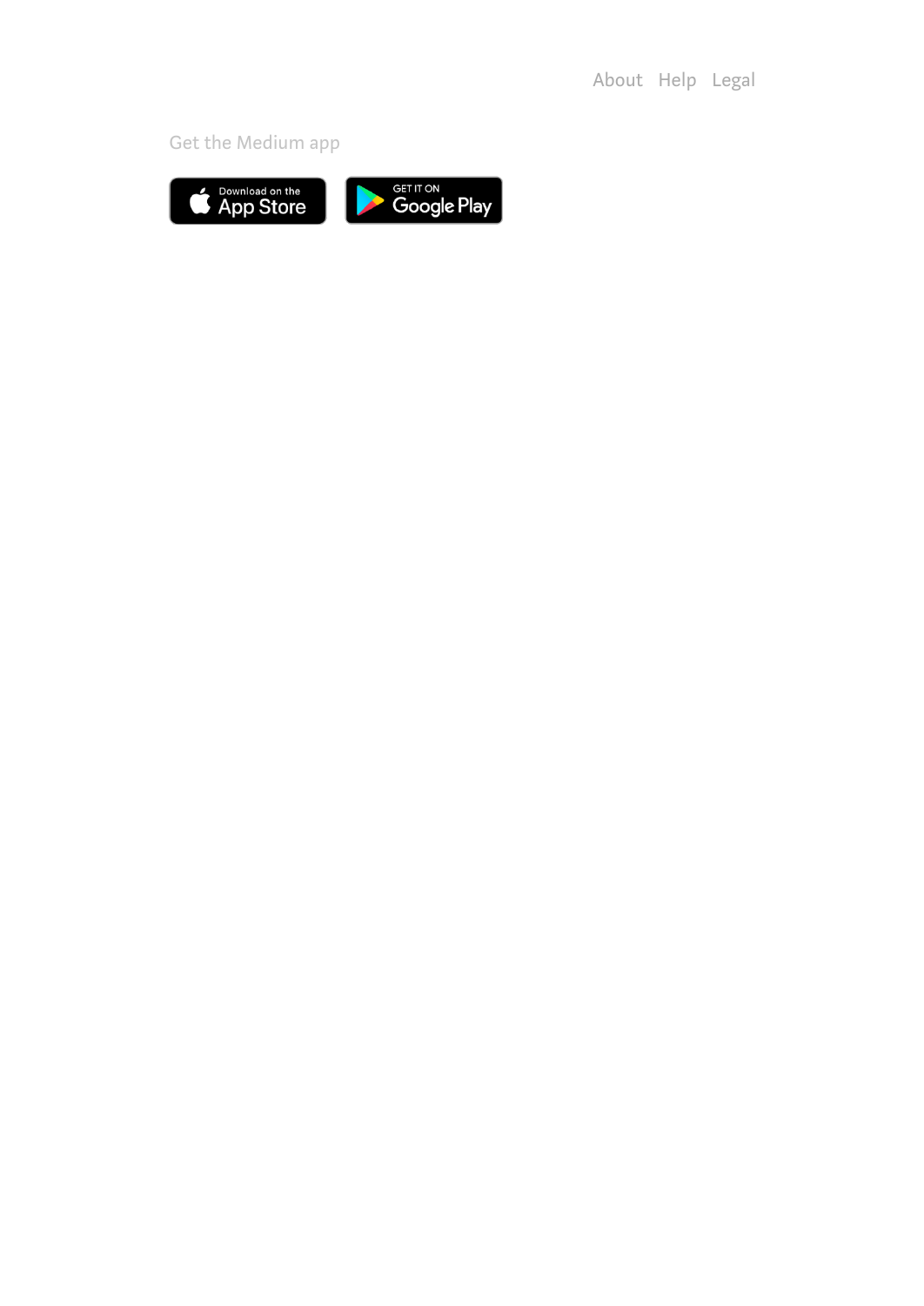About Help Legal

Get the Medium app

Download on the App Store

GET IT ON Google Play